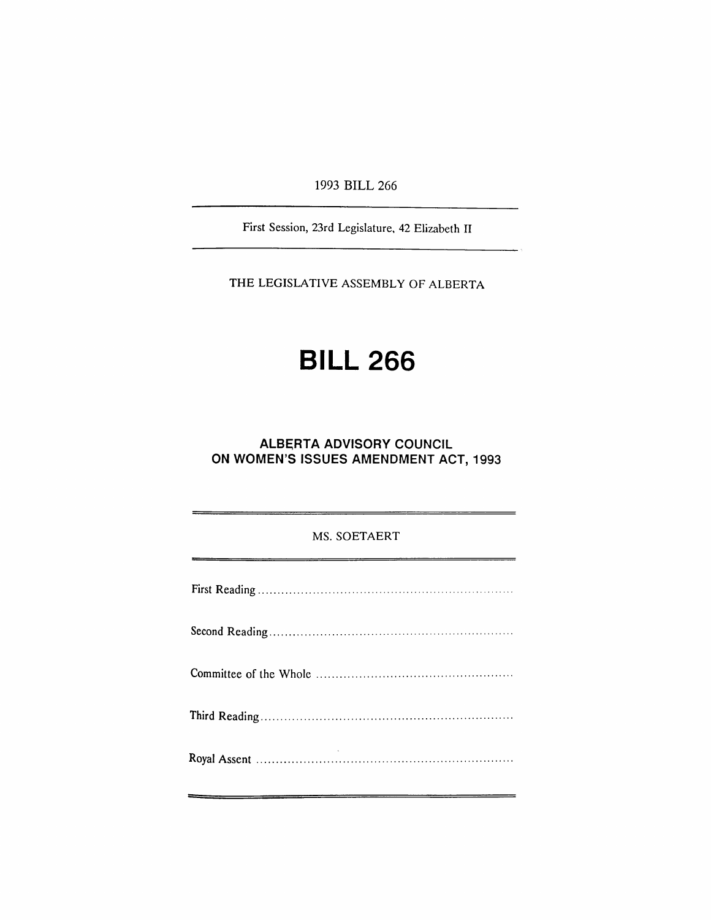1993 BILL 266

---

First Session, 23rd Legislature, 42 Elizabeth II

---

THE LEGISLATIVE ASSEMBLY OF ALBERTA

# BILL 266

## ALBERTA ADVISORY COUNCIL ON WOMEN'S ISSUES AMENDMENT ACT, 1993

---

MS. SOETAERT

---

First Reading ..................................................................

Second Reading ..............................................................

Committee of the Whole ..................................................

Third Reading ................................................................

Royal Assent ..................................................................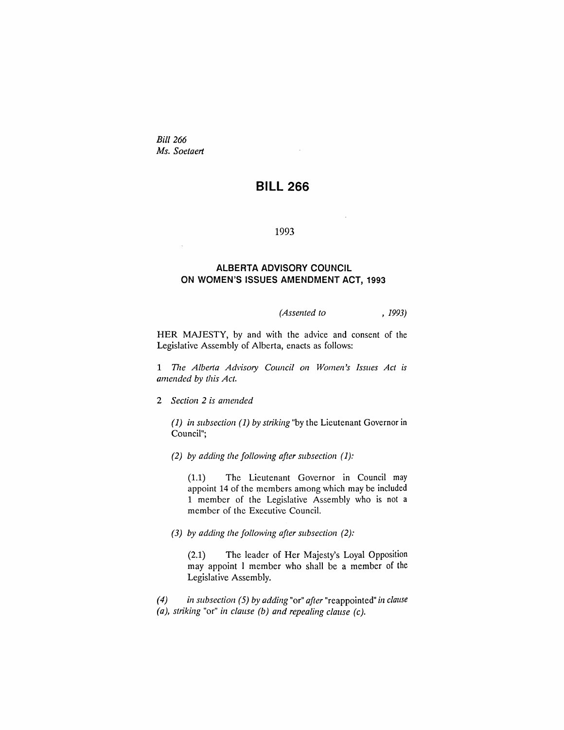*Bill 266*
*Ms. Soetaert*

# BILL 266

1993

## ALBERTA ADVISORY COUNCIL ON WOMEN'S ISSUES AMENDMENT ACT, 1993

*(Assented to , 1993)*

HER MAJESTY, by and with the advice and consent of the Legislative Assembly of Alberta, enacts as follows:

1 *The Alberta Advisory Council on Women's Issues Act is amended by this Act.*

2 *Section 2 is amended*

*(1) in subsection (1) by striking* "by the Lieutenant Governor in Council";

*(2) by adding the following after subsection (1):*

(1.1) The Lieutenant Governor in Council may appoint 14 of the members among which may be included 1 member of the Legislative Assembly who is not a member of the Executive Council.

*(3) by adding the following after subsection (2):*

(2.1) The leader of Her Majesty's Loyal Opposition may appoint 1 member who shall be a member of the Legislative Assembly.

*(4) in subsection (5) by adding* "or" *after* "reappointed" *in clause (a), striking* "or" *in clause (b) and repealing clause (c).*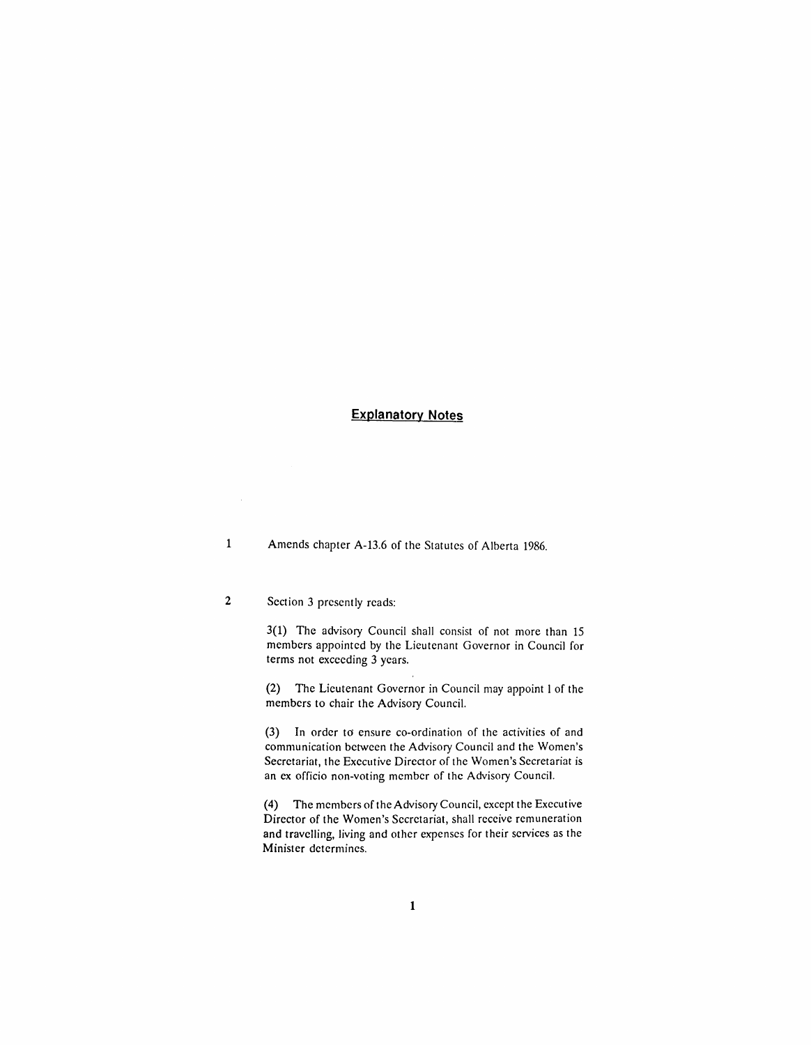## Explanatory Notes

1 Amends chapter A-13.6 of the Statutes of Alberta 1986.

2 Section 3 presently reads:

> 3(1) The advisory Council shall consist of not more than 15 members appointed by the Lieutenant Governor in Council for terms not exceeding 3 years.
>
> (2) The Lieutenant Governor in Council may appoint 1 of the members to chair the Advisory Council.
>
> (3) In order to ensure co-ordination of the activities of and communication between the Advisory Council and the Women's Secretariat, the Executive Director of the Women's Secretariat is an ex officio non-voting member of the Advisory Council.
>
> (4) The members of the Advisory Council, except the Executive Director of the Women's Secretariat, shall receive remuneration and travelling, living and other expenses for their services as the Minister determines.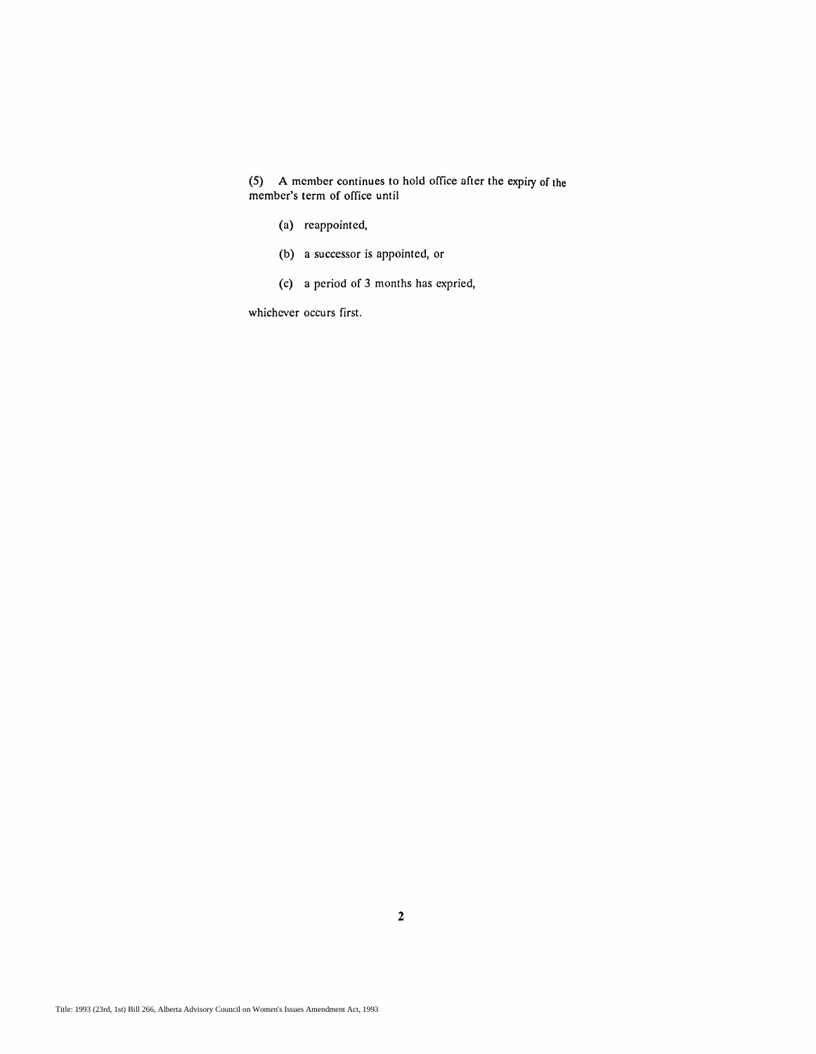(5) A member continues to hold office after the expiry of the member's term of office until

(a) reappointed,

(b) a successor is appointed, or

(c) a period of 3 months has expried,

whichever occurs first.